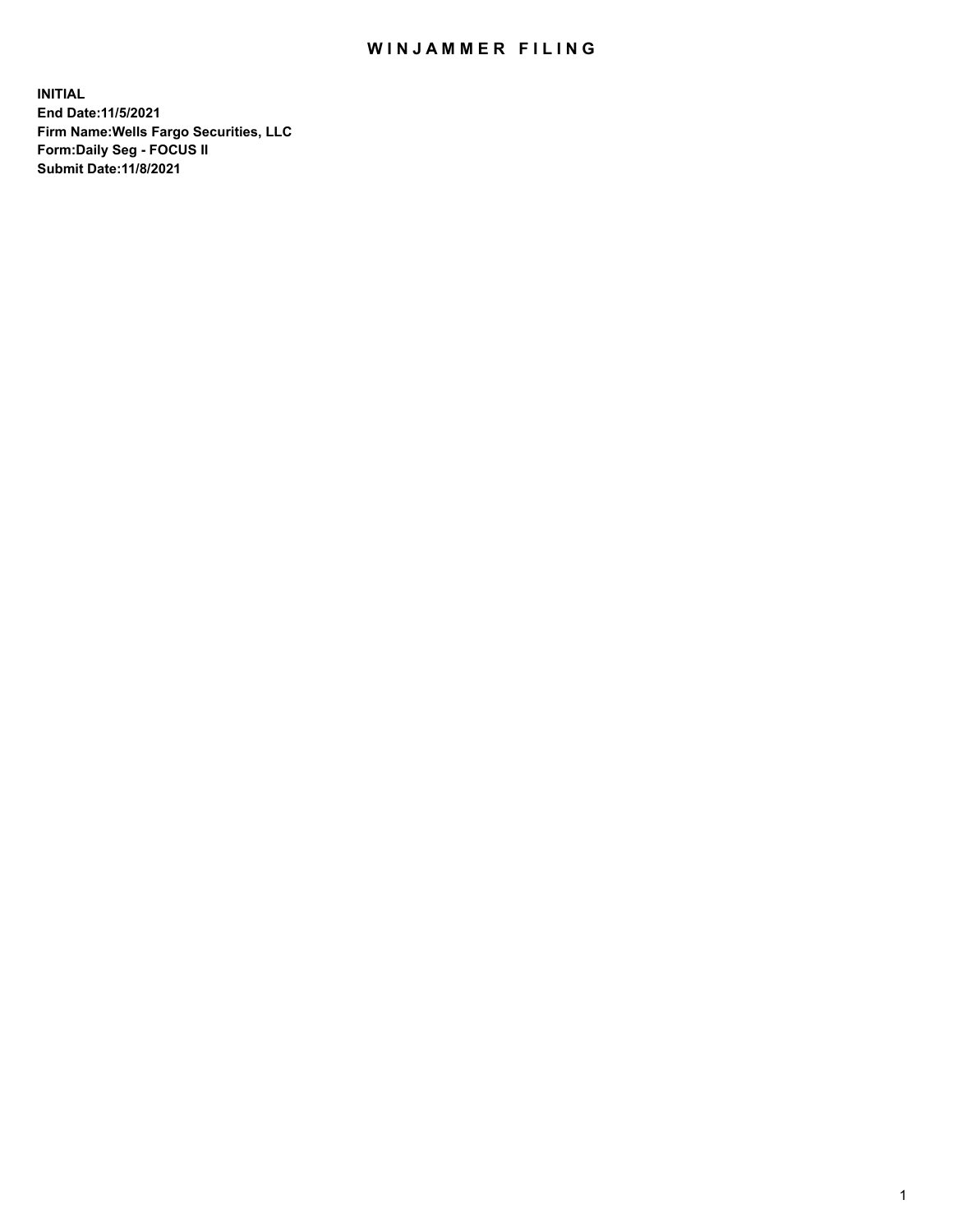# WINJAMMER FILING

**INITIAL**
**End Date:11/5/2021**
**Firm Name:Wells Fargo Securities, LLC**
**Form:Daily Seg - FOCUS II**
**Submit Date:11/8/2021**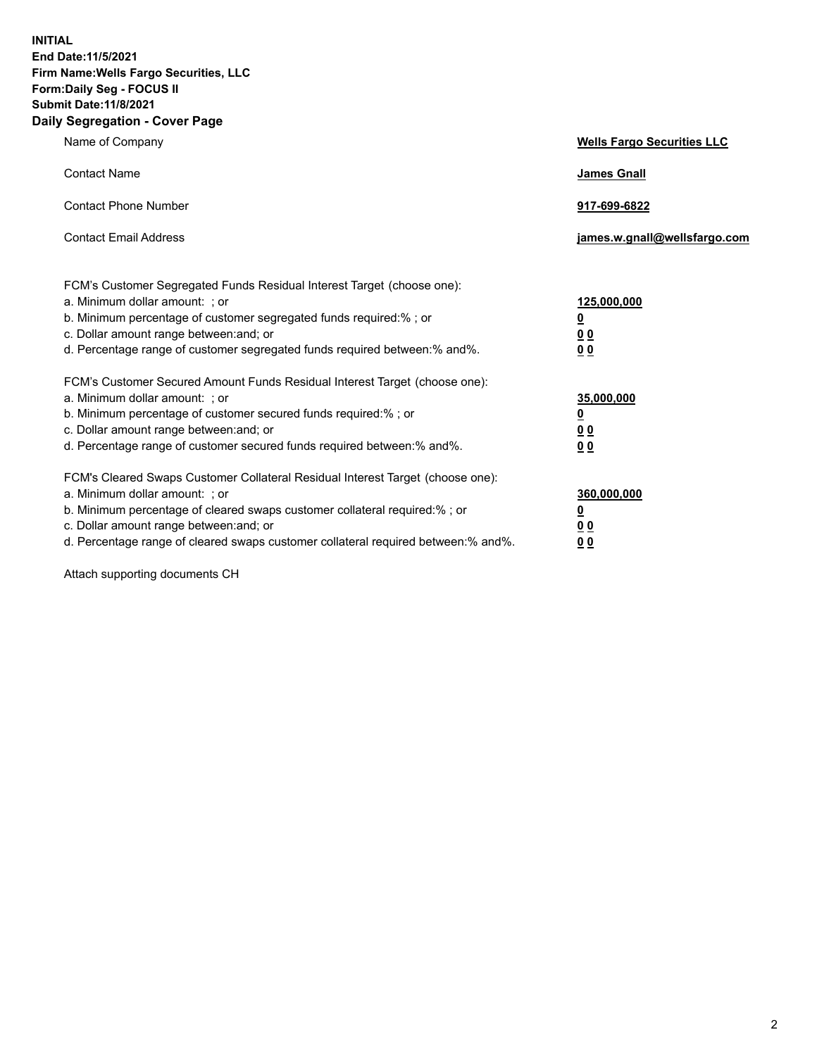**INITIAL**
**End Date:11/5/2021**
**Firm Name:Wells Fargo Securities, LLC**
**Form:Daily Seg - FOCUS II**
**Submit Date:11/8/2021**

## Daily Segregation - Cover Page

| | |
|---|---|
| Name of Company | **Wells Fargo Securities LLC** |
| Contact Name | **James Gnall** |
| Contact Phone Number | **917-699-6822** |
| Contact Email Address | **james.w.gnall@wellsfargo.com** |
| FCM's Customer Segregated Funds Residual Interest Target (choose one): | |
| a. Minimum dollar amount: ; or | **125,000,000** |
| b. Minimum percentage of customer segregated funds required:% ; or | **0** |
| c. Dollar amount range between:and; or | **0 0** |
| d. Percentage range of customer segregated funds required between:% and%. | **0 0** |
| FCM's Customer Secured Amount Funds Residual Interest Target (choose one): | |
| a. Minimum dollar amount: ; or | **35,000,000** |
| b. Minimum percentage of customer secured funds required:% ; or | **0** |
| c. Dollar amount range between:and; or | **0 0** |
| d. Percentage range of customer secured funds required between:% and%. | **0 0** |
| FCM's Cleared Swaps Customer Collateral Residual Interest Target (choose one): | |
| a. Minimum dollar amount: ; or | **360,000,000** |
| b. Minimum percentage of cleared swaps customer collateral required:% ; or | **0** |
| c. Dollar amount range between:and; or | **0 0** |
| d. Percentage range of cleared swaps customer collateral required between:% and%. | **0 0** |

Attach supporting documents CH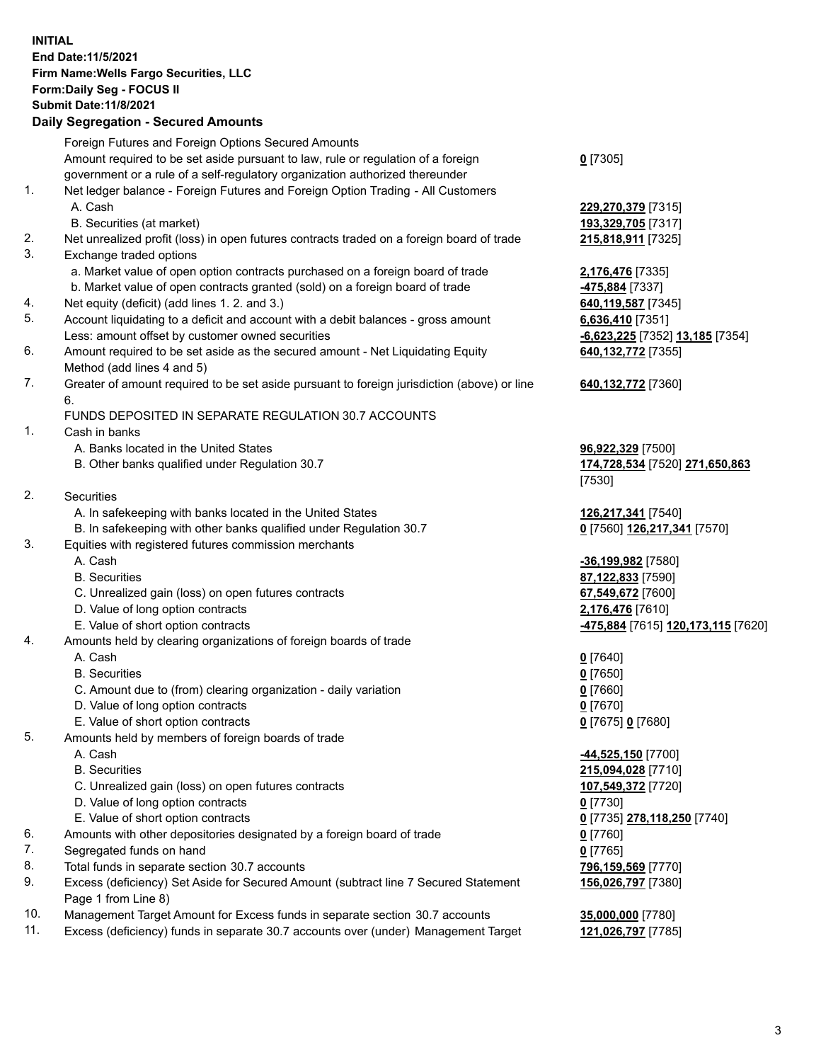**INITIAL**
**End Date:11/5/2021**
**Firm Name:Wells Fargo Securities, LLC**
**Form:Daily Seg - FOCUS II**
**Submit Date:11/8/2021**

## Daily Segregation - Secured Amounts

| | | |
|---|---|---|
| | Foreign Futures and Foreign Options Secured Amounts | |
| | Amount required to be set aside pursuant to law, rule or regulation of a foreign government or a rule of a self-regulatory organization authorized thereunder | **0** [7305] |
| 1. | Net ledger balance - Foreign Futures and Foreign Option Trading - All Customers | |
| | A. Cash | **229,270,379** [7315] |
| | B. Securities (at market) | **193,329,705** [7317] |
| 2. | Net unrealized profit (loss) in open futures contracts traded on a foreign board of trade | **215,818,911** [7325] |
| 3. | Exchange traded options | |
| | a. Market value of open option contracts purchased on a foreign board of trade | **2,176,476** [7335] |
| | b. Market value of open contracts granted (sold) on a foreign board of trade | **-475,884** [7337] |
| 4. | Net equity (deficit) (add lines 1. 2. and 3.) | **640,119,587** [7345] |
| 5. | Account liquidating to a deficit and account with a debit balances - gross amount | **6,636,410** [7351] |
| | Less: amount offset by customer owned securities | **-6,623,225** [7352] **13,185** [7354] |
| 6. | Amount required to be set aside as the secured amount - Net Liquidating Equity Method (add lines 4 and 5) | **640,132,772** [7355] |
| 7. | Greater of amount required to be set aside pursuant to foreign jurisdiction (above) or line 6. | **640,132,772** [7360] |
| | FUNDS DEPOSITED IN SEPARATE REGULATION 30.7 ACCOUNTS | |
| 1. | Cash in banks | |
| | A. Banks located in the United States | **96,922,329** [7500] |
| | B. Other banks qualified under Regulation 30.7 | **174,728,534** [7520] **271,650,863** [7530] |
| 2. | Securities | |
| | A. In safekeeping with banks located in the United States | **126,217,341** [7540] |
| | B. In safekeeping with other banks qualified under Regulation 30.7 | **0** [7560] **126,217,341** [7570] |
| 3. | Equities with registered futures commission merchants | |
| | A. Cash | **-36,199,982** [7580] |
| | B. Securities | **87,122,833** [7590] |
| | C. Unrealized gain (loss) on open futures contracts | **67,549,672** [7600] |
| | D. Value of long option contracts | **2,176,476** [7610] |
| | E. Value of short option contracts | **-475,884** [7615] **120,173,115** [7620] |
| 4. | Amounts held by clearing organizations of foreign boards of trade | |
| | A. Cash | **0** [7640] |
| | B. Securities | **0** [7650] |
| | C. Amount due to (from) clearing organization - daily variation | **0** [7660] |
| | D. Value of long option contracts | **0** [7670] |
| | E. Value of short option contracts | **0** [7675] **0** [7680] |
| 5. | Amounts held by members of foreign boards of trade | |
| | A. Cash | **-44,525,150** [7700] |
| | B. Securities | **215,094,028** [7710] |
| | C. Unrealized gain (loss) on open futures contracts | **107,549,372** [7720] |
| | D. Value of long option contracts | **0** [7730] |
| | E. Value of short option contracts | **0** [7735] **278,118,250** [7740] |
| 6. | Amounts with other depositories designated by a foreign board of trade | **0** [7760] |
| 7. | Segregated funds on hand | **0** [7765] |
| 8. | Total funds in separate section 30.7 accounts | **796,159,569** [7770] |
| 9. | Excess (deficiency) Set Aside for Secured Amount (subtract line 7 Secured Statement Page 1 from Line 8) | **156,026,797** [7380] |
| 10. | Management Target Amount for Excess funds in separate section 30.7 accounts | **35,000,000** [7780] |
| 11. | Excess (deficiency) funds in separate 30.7 accounts over (under) Management Target | **121,026,797** [7785] |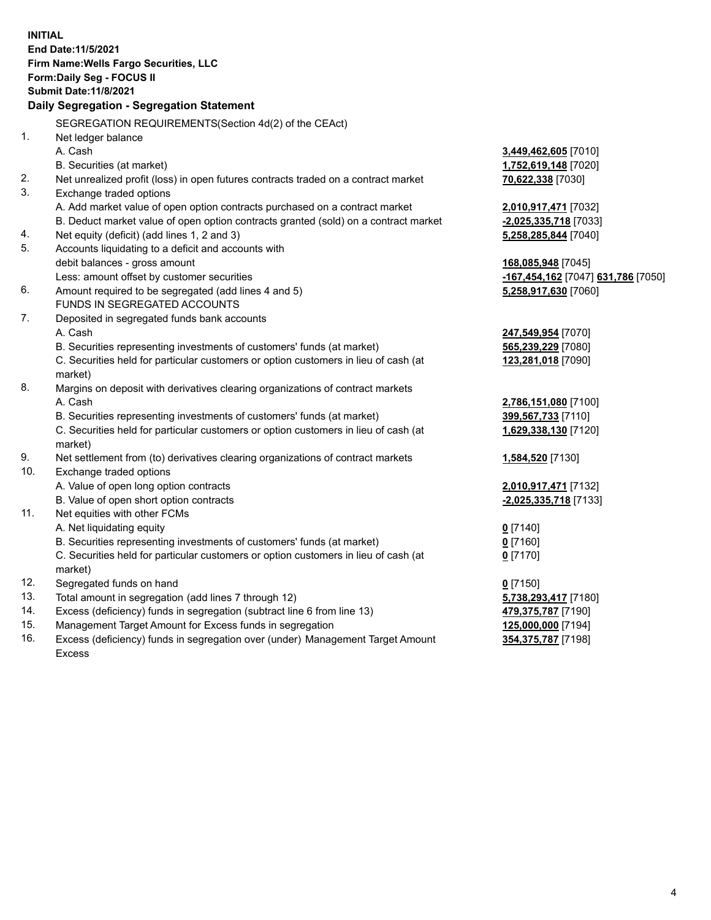**INITIAL**
**End Date:11/5/2021**
**Firm Name:Wells Fargo Securities, LLC**
**Form:Daily Seg - FOCUS II**
**Submit Date:11/8/2021**

**Daily Segregation - Segregation Statement**

| | SEGREGATION REQUIREMENTS(Section 4d(2) of the CEAct) | |
|---|---|---|
| 1. | Net ledger balance | |
| | A. Cash | **3,449,462,605** [7010] |
| | B. Securities (at market) | **1,752,619,148** [7020] |
| 2. | Net unrealized profit (loss) in open futures contracts traded on a contract market | **70,622,338** [7030] |
| 3. | Exchange traded options | |
| | A. Add market value of open option contracts purchased on a contract market | **2,010,917,471** [7032] |
| | B. Deduct market value of open option contracts granted (sold) on a contract market | **-2,025,335,718** [7033] |
| 4. | Net equity (deficit) (add lines 1, 2 and 3) | **5,258,285,844** [7040] |
| 5. | Accounts liquidating to a deficit and accounts with | |
| | debit balances - gross amount | **168,085,948** [7045] |
| | Less: amount offset by customer securities | **-167,454,162** [7047] **631,786** [7050] |
| 6. | Amount required to be segregated (add lines 4 and 5) | **5,258,917,630** [7060] |
| | FUNDS IN SEGREGATED ACCOUNTS | |
| 7. | Deposited in segregated funds bank accounts | |
| | A. Cash | **247,549,954** [7070] |
| | B. Securities representing investments of customers' funds (at market) | **565,239,229** [7080] |
| | C. Securities held for particular customers or option customers in lieu of cash (at market) | **123,281,018** [7090] |
| 8. | Margins on deposit with derivatives clearing organizations of contract markets | |
| | A. Cash | **2,786,151,080** [7100] |
| | B. Securities representing investments of customers' funds (at market) | **399,567,733** [7110] |
| | C. Securities held for particular customers or option customers in lieu of cash (at market) | **1,629,338,130** [7120] |
| 9. | Net settlement from (to) derivatives clearing organizations of contract markets | **1,584,520** [7130] |
| 10. | Exchange traded options | |
| | A. Value of open long option contracts | **2,010,917,471** [7132] |
| | B. Value of open short option contracts | **-2,025,335,718** [7133] |
| 11. | Net equities with other FCMs | |
| | A. Net liquidating equity | **0** [7140] |
| | B. Securities representing investments of customers' funds (at market) | **0** [7160] |
| | C. Securities held for particular customers or option customers in lieu of cash (at market) | **0** [7170] |
| 12. | Segregated funds on hand | **0** [7150] |
| 13. | Total amount in segregation (add lines 7 through 12) | **5,738,293,417** [7180] |
| 14. | Excess (deficiency) funds in segregation (subtract line 6 from line 13) | **479,375,787** [7190] |
| 15. | Management Target Amount for Excess funds in segregation | **125,000,000** [7194] |
| 16. | Excess (deficiency) funds in segregation over (under) Management Target Amount Excess | **354,375,787** [7198] |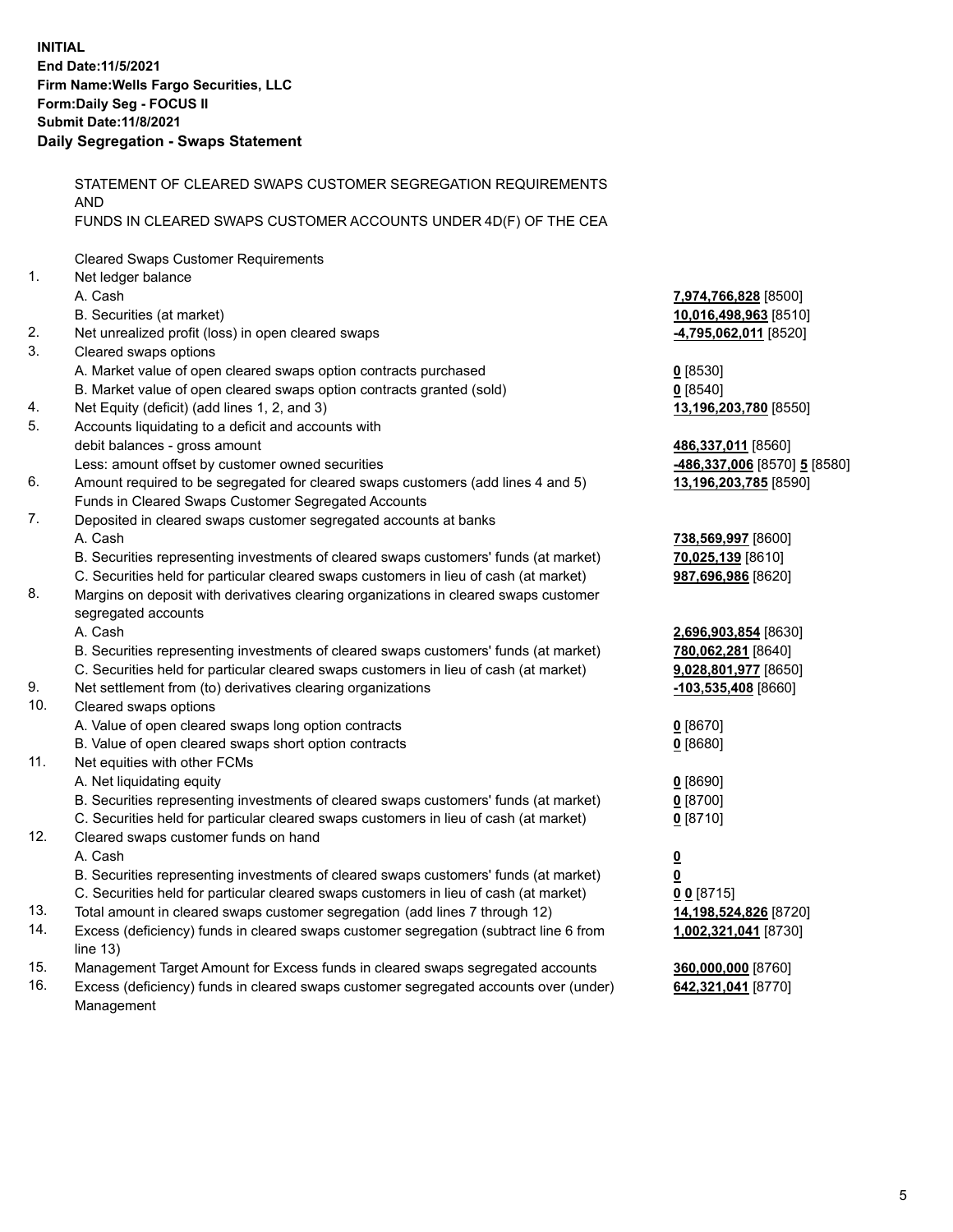**INITIAL**
**End Date:11/5/2021**
**Firm Name:Wells Fargo Securities, LLC**
**Form:Daily Seg - FOCUS II**
**Submit Date:11/8/2021**
**Daily Segregation - Swaps Statement**

STATEMENT OF CLEARED SWAPS CUSTOMER SEGREGATION REQUIREMENTS AND
FUNDS IN CLEARED SWAPS CUSTOMER ACCOUNTS UNDER 4D(F) OF THE CEA

| | | |
|---|---|---|
| | Cleared Swaps Customer Requirements | |
| 1. | Net ledger balance | |
| | A. Cash | **7,974,766,828** [8500] |
| | B. Securities (at market) | **10,016,498,963** [8510] |
| 2. | Net unrealized profit (loss) in open cleared swaps | **-4,795,062,011** [8520] |
| 3. | Cleared swaps options | |
| | A. Market value of open cleared swaps option contracts purchased | **0** [8530] |
| | B. Market value of open cleared swaps option contracts granted (sold) | **0** [8540] |
| 4. | Net Equity (deficit) (add lines 1, 2, and 3) | **13,196,203,780** [8550] |
| 5. | Accounts liquidating to a deficit and accounts with | |
| | debit balances - gross amount | **486,337,011** [8560] |
| | Less: amount offset by customer owned securities | **-486,337,006** [8570] **5** [8580] |
| 6. | Amount required to be segregated for cleared swaps customers (add lines 4 and 5) | **13,196,203,785** [8590] |
| | Funds in Cleared Swaps Customer Segregated Accounts | |
| 7. | Deposited in cleared swaps customer segregated accounts at banks | |
| | A. Cash | **738,569,997** [8600] |
| | B. Securities representing investments of cleared swaps customers' funds (at market) | **70,025,139** [8610] |
| | C. Securities held for particular cleared swaps customers in lieu of cash (at market) | **987,696,986** [8620] |
| 8. | Margins on deposit with derivatives clearing organizations in cleared swaps customer segregated accounts | |
| | A. Cash | **2,696,903,854** [8630] |
| | B. Securities representing investments of cleared swaps customers' funds (at market) | **780,062,281** [8640] |
| | C. Securities held for particular cleared swaps customers in lieu of cash (at market) | **9,028,801,977** [8650] |
| 9. | Net settlement from (to) derivatives clearing organizations | **-103,535,408** [8660] |
| 10. | Cleared swaps options | |
| | A. Value of open cleared swaps long option contracts | **0** [8670] |
| | B. Value of open cleared swaps short option contracts | **0** [8680] |
| 11. | Net equities with other FCMs | |
| | A. Net liquidating equity | **0** [8690] |
| | B. Securities representing investments of cleared swaps customers' funds (at market) | **0** [8700] |
| | C. Securities held for particular cleared swaps customers in lieu of cash (at market) | **0** [8710] |
| 12. | Cleared swaps customer funds on hand | |
| | A. Cash | **0** |
| | B. Securities representing investments of cleared swaps customers' funds (at market) | **0** |
| | C. Securities held for particular cleared swaps customers in lieu of cash (at market) | **0** **0** [8715] |
| 13. | Total amount in cleared swaps customer segregation (add lines 7 through 12) | **14,198,524,826** [8720] |
| 14. | Excess (deficiency) funds in cleared swaps customer segregation (subtract line 6 from line 13) | **1,002,321,041** [8730] |
| 15. | Management Target Amount for Excess funds in cleared swaps segregated accounts | **360,000,000** [8760] |
| 16. | Excess (deficiency) funds in cleared swaps customer segregated accounts over (under) Management | **642,321,041** [8770] |